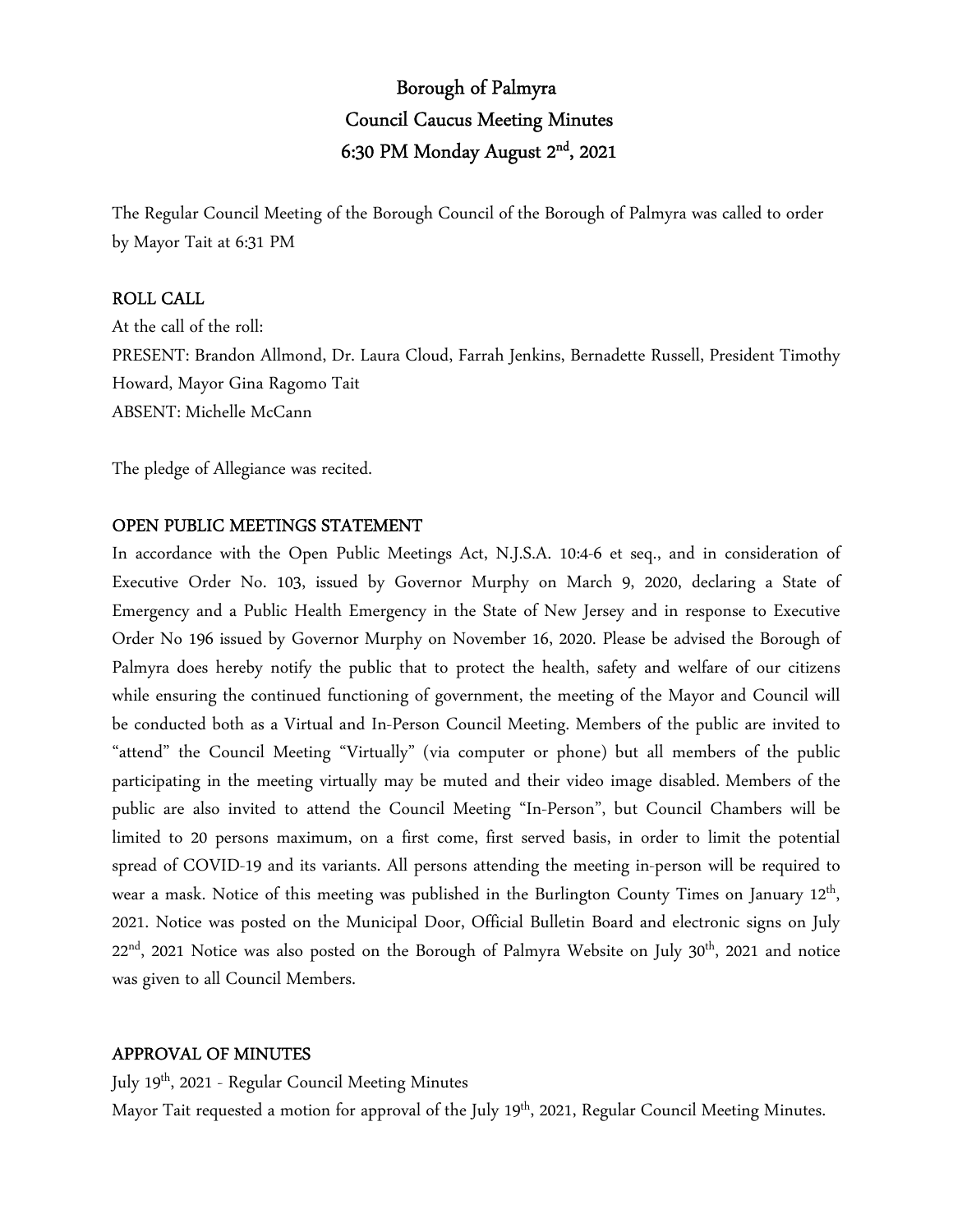# Borough of Palmyra
## Council Caucus Meeting Minutes
## 6:30 PM Monday August 2nd, 2021

The Regular Council Meeting of the Borough Council of the Borough of Palmyra was called to order by Mayor Tait at 6:31 PM

### ROLL CALL

At the call of the roll:
PRESENT: Brandon Allmond, Dr. Laura Cloud, Farrah Jenkins, Bernadette Russell, President Timothy Howard, Mayor Gina Ragomo Tait
ABSENT: Michelle McCann

The pledge of Allegiance was recited.

### OPEN PUBLIC MEETINGS STATEMENT

In accordance with the Open Public Meetings Act, N.J.S.A. 10:4-6 et seq., and in consideration of Executive Order No. 103, issued by Governor Murphy on March 9, 2020, declaring a State of Emergency and a Public Health Emergency in the State of New Jersey and in response to Executive Order No 196 issued by Governor Murphy on November 16, 2020. Please be advised the Borough of Palmyra does hereby notify the public that to protect the health, safety and welfare of our citizens while ensuring the continued functioning of government, the meeting of the Mayor and Council will be conducted both as a Virtual and In-Person Council Meeting. Members of the public are invited to "attend" the Council Meeting "Virtually" (via computer or phone) but all members of the public participating in the meeting virtually may be muted and their video image disabled. Members of the public are also invited to attend the Council Meeting "In-Person", but Council Chambers will be limited to 20 persons maximum, on a first come, first served basis, in order to limit the potential spread of COVID-19 and its variants. All persons attending the meeting in-person will be required to wear a mask. Notice of this meeting was published in the Burlington County Times on January 12th, 2021. Notice was posted on the Municipal Door, Official Bulletin Board and electronic signs on July 22nd, 2021 Notice was also posted on the Borough of Palmyra Website on July 30th, 2021 and notice was given to all Council Members.

### APPROVAL OF MINUTES

July 19th, 2021 - Regular Council Meeting Minutes
Mayor Tait requested a motion for approval of the July 19th, 2021, Regular Council Meeting Minutes.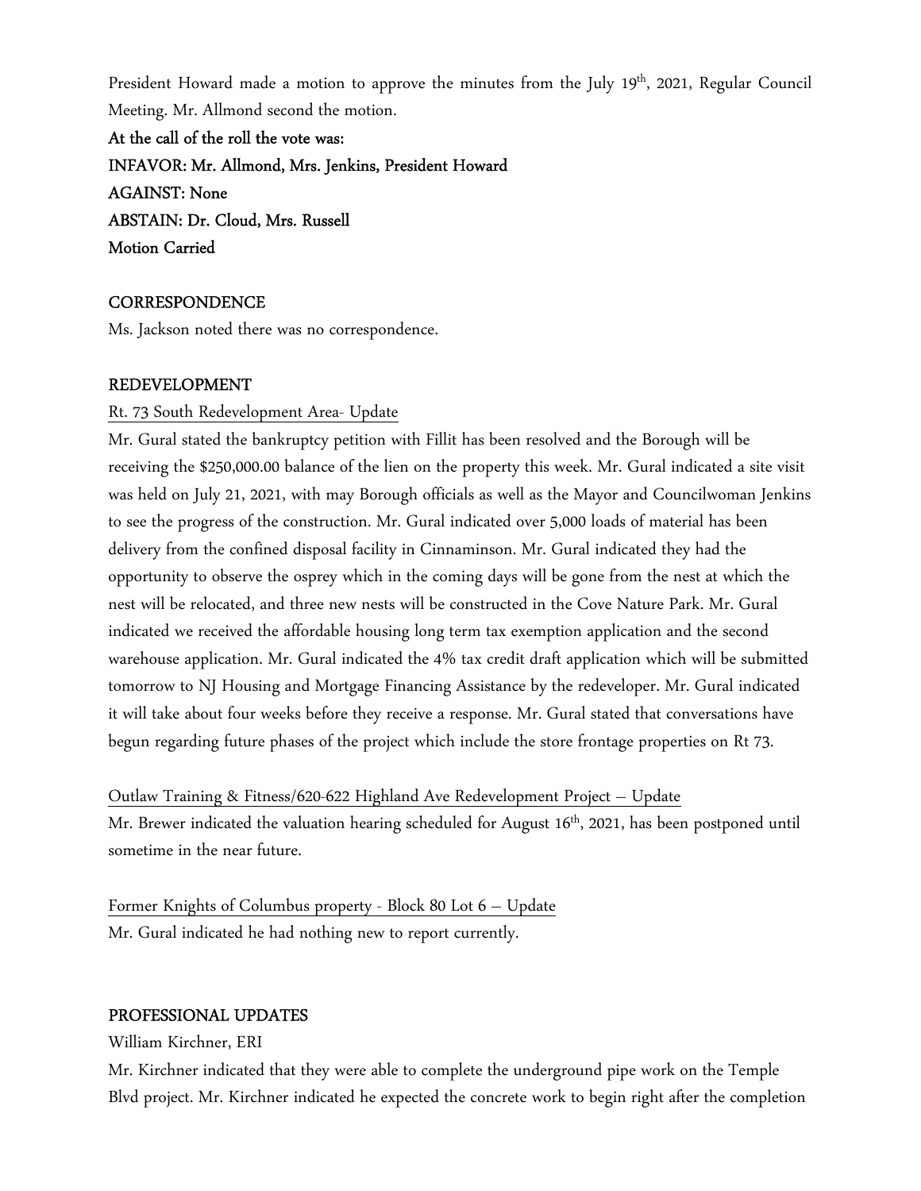President Howard made a motion to approve the minutes from the July 19th, 2021, Regular Council Meeting. Mr. Allmond second the motion.

**At the call of the roll the vote was:**
**INFAVOR: Mr. Allmond, Mrs. Jenkins, President Howard**
**AGAINST: None**
**ABSTAIN: Dr. Cloud, Mrs. Russell**
**Motion Carried**

## CORRESPONDENCE

Ms. Jackson noted there was no correspondence.

## REDEVELOPMENT

Rt. 73 South Redevelopment Area- Update

Mr. Gural stated the bankruptcy petition with Fillit has been resolved and the Borough will be receiving the $250,000.00 balance of the lien on the property this week. Mr. Gural indicated a site visit was held on July 21, 2021, with may Borough officials as well as the Mayor and Councilwoman Jenkins to see the progress of the construction. Mr. Gural indicated over 5,000 loads of material has been delivery from the confined disposal facility in Cinnaminson. Mr. Gural indicated they had the opportunity to observe the osprey which in the coming days will be gone from the nest at which the nest will be relocated, and three new nests will be constructed in the Cove Nature Park. Mr. Gural indicated we received the affordable housing long term tax exemption application and the second warehouse application. Mr. Gural indicated the 4% tax credit draft application which will be submitted tomorrow to NJ Housing and Mortgage Financing Assistance by the redeveloper. Mr. Gural indicated it will take about four weeks before they receive a response. Mr. Gural stated that conversations have begun regarding future phases of the project which include the store frontage properties on Rt 73.

Outlaw Training & Fitness/620-622 Highland Ave Redevelopment Project – Update

Mr. Brewer indicated the valuation hearing scheduled for August 16th, 2021, has been postponed until sometime in the near future.

Former Knights of Columbus property - Block 80 Lot 6 – Update

Mr. Gural indicated he had nothing new to report currently.

## PROFESSIONAL UPDATES

William Kirchner, ERI

Mr. Kirchner indicated that they were able to complete the underground pipe work on the Temple Blvd project. Mr. Kirchner indicated he expected the concrete work to begin right after the completion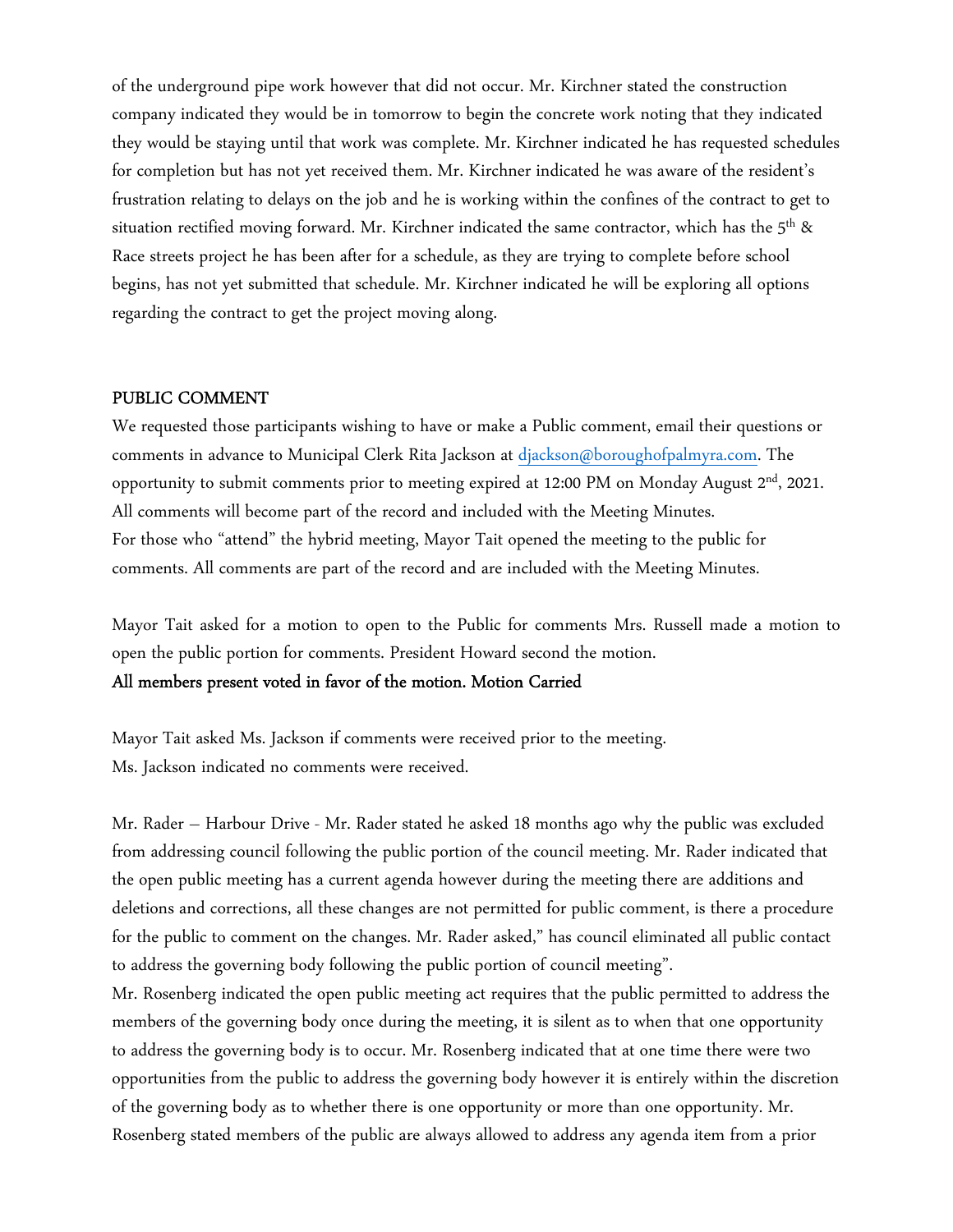of the underground pipe work however that did not occur. Mr. Kirchner stated the construction company indicated they would be in tomorrow to begin the concrete work noting that they indicated they would be staying until that work was complete. Mr. Kirchner indicated he has requested schedules for completion but has not yet received them. Mr. Kirchner indicated he was aware of the resident's frustration relating to delays on the job and he is working within the confines of the contract to get to situation rectified moving forward. Mr. Kirchner indicated the same contractor, which has the 5th & Race streets project he has been after for a schedule, as they are trying to complete before school begins, has not yet submitted that schedule. Mr. Kirchner indicated he will be exploring all options regarding the contract to get the project moving along.

## PUBLIC COMMENT

We requested those participants wishing to have or make a Public comment, email their questions or comments in advance to Municipal Clerk Rita Jackson at djackson@boroughofpalmyra.com. The opportunity to submit comments prior to meeting expired at 12:00 PM on Monday August 2nd, 2021. All comments will become part of the record and included with the Meeting Minutes.
For those who "attend" the hybrid meeting, Mayor Tait opened the meeting to the public for comments. All comments are part of the record and are included with the Meeting Minutes.

Mayor Tait asked for a motion to open to the Public for comments Mrs. Russell made a motion to open the public portion for comments. President Howard second the motion.
**All members present voted in favor of the motion. Motion Carried**

Mayor Tait asked Ms. Jackson if comments were received prior to the meeting.
Ms. Jackson indicated no comments were received.

Mr. Rader – Harbour Drive - Mr. Rader stated he asked 18 months ago why the public was excluded from addressing council following the public portion of the council meeting. Mr. Rader indicated that the open public meeting has a current agenda however during the meeting there are additions and deletions and corrections, all these changes are not permitted for public comment, is there a procedure for the public to comment on the changes. Mr. Rader asked," has council eliminated all public contact to address the governing body following the public portion of council meeting".
Mr. Rosenberg indicated the open public meeting act requires that the public permitted to address the members of the governing body once during the meeting, it is silent as to when that one opportunity to address the governing body is to occur. Mr. Rosenberg indicated that at one time there were two opportunities from the public to address the governing body however it is entirely within the discretion of the governing body as to whether there is one opportunity or more than one opportunity. Mr. Rosenberg stated members of the public are always allowed to address any agenda item from a prior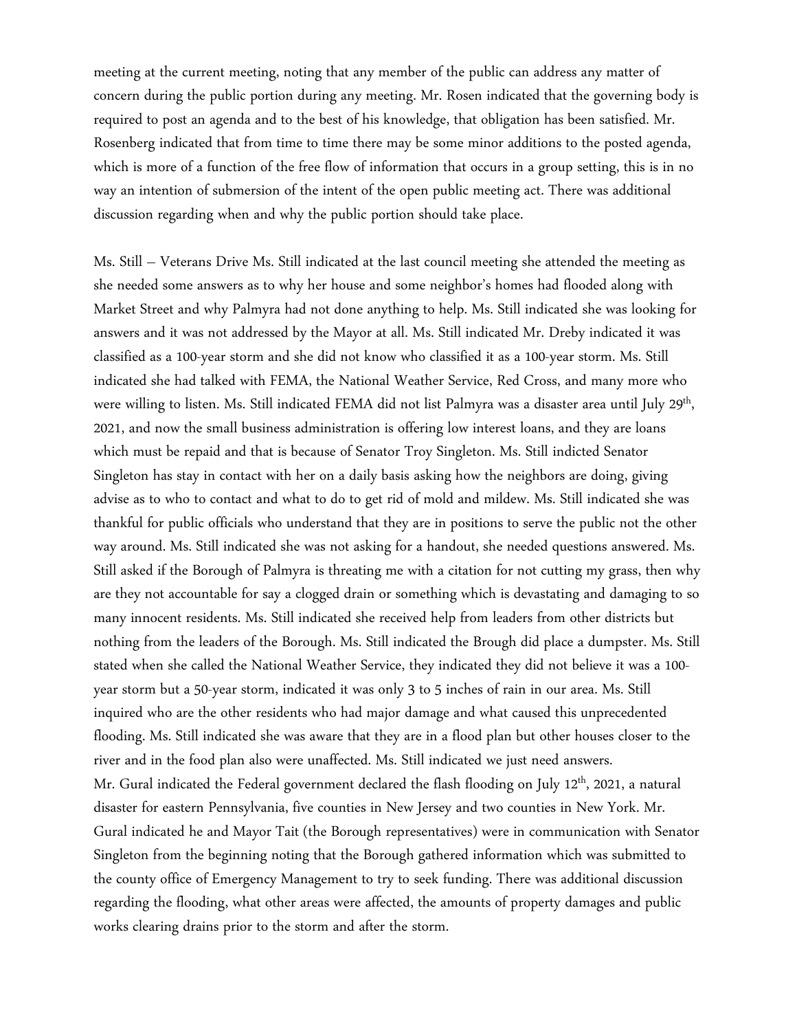meeting at the current meeting, noting that any member of the public can address any matter of concern during the public portion during any meeting. Mr. Rosen indicated that the governing body is required to post an agenda and to the best of his knowledge, that obligation has been satisfied. Mr. Rosenberg indicated that from time to time there may be some minor additions to the posted agenda, which is more of a function of the free flow of information that occurs in a group setting, this is in no way an intention of submersion of the intent of the open public meeting act. There was additional discussion regarding when and why the public portion should take place.

Ms. Still – Veterans Drive Ms. Still indicated at the last council meeting she attended the meeting as she needed some answers as to why her house and some neighbor's homes had flooded along with Market Street and why Palmyra had not done anything to help. Ms. Still indicated she was looking for answers and it was not addressed by the Mayor at all. Ms. Still indicated Mr. Dreby indicated it was classified as a 100-year storm and she did not know who classified it as a 100-year storm. Ms. Still indicated she had talked with FEMA, the National Weather Service, Red Cross, and many more who were willing to listen. Ms. Still indicated FEMA did not list Palmyra was a disaster area until July 29th, 2021, and now the small business administration is offering low interest loans, and they are loans which must be repaid and that is because of Senator Troy Singleton. Ms. Still indicted Senator Singleton has stay in contact with her on a daily basis asking how the neighbors are doing, giving advise as to who to contact and what to do to get rid of mold and mildew. Ms. Still indicated she was thankful for public officials who understand that they are in positions to serve the public not the other way around. Ms. Still indicated she was not asking for a handout, she needed questions answered. Ms. Still asked if the Borough of Palmyra is threating me with a citation for not cutting my grass, then why are they not accountable for say a clogged drain or something which is devastating and damaging to so many innocent residents. Ms. Still indicated she received help from leaders from other districts but nothing from the leaders of the Borough. Ms. Still indicated the Brough did place a dumpster. Ms. Still stated when she called the National Weather Service, they indicated they did not believe it was a 100-year storm but a 50-year storm, indicated it was only 3 to 5 inches of rain in our area. Ms. Still inquired who are the other residents who had major damage and what caused this unprecedented flooding. Ms. Still indicated she was aware that they are in a flood plan but other houses closer to the river and in the food plan also were unaffected. Ms. Still indicated we just need answers.

Mr. Gural indicated the Federal government declared the flash flooding on July 12th, 2021, a natural disaster for eastern Pennsylvania, five counties in New Jersey and two counties in New York. Mr. Gural indicated he and Mayor Tait (the Borough representatives) were in communication with Senator Singleton from the beginning noting that the Borough gathered information which was submitted to the county office of Emergency Management to try to seek funding. There was additional discussion regarding the flooding, what other areas were affected, the amounts of property damages and public works clearing drains prior to the storm and after the storm.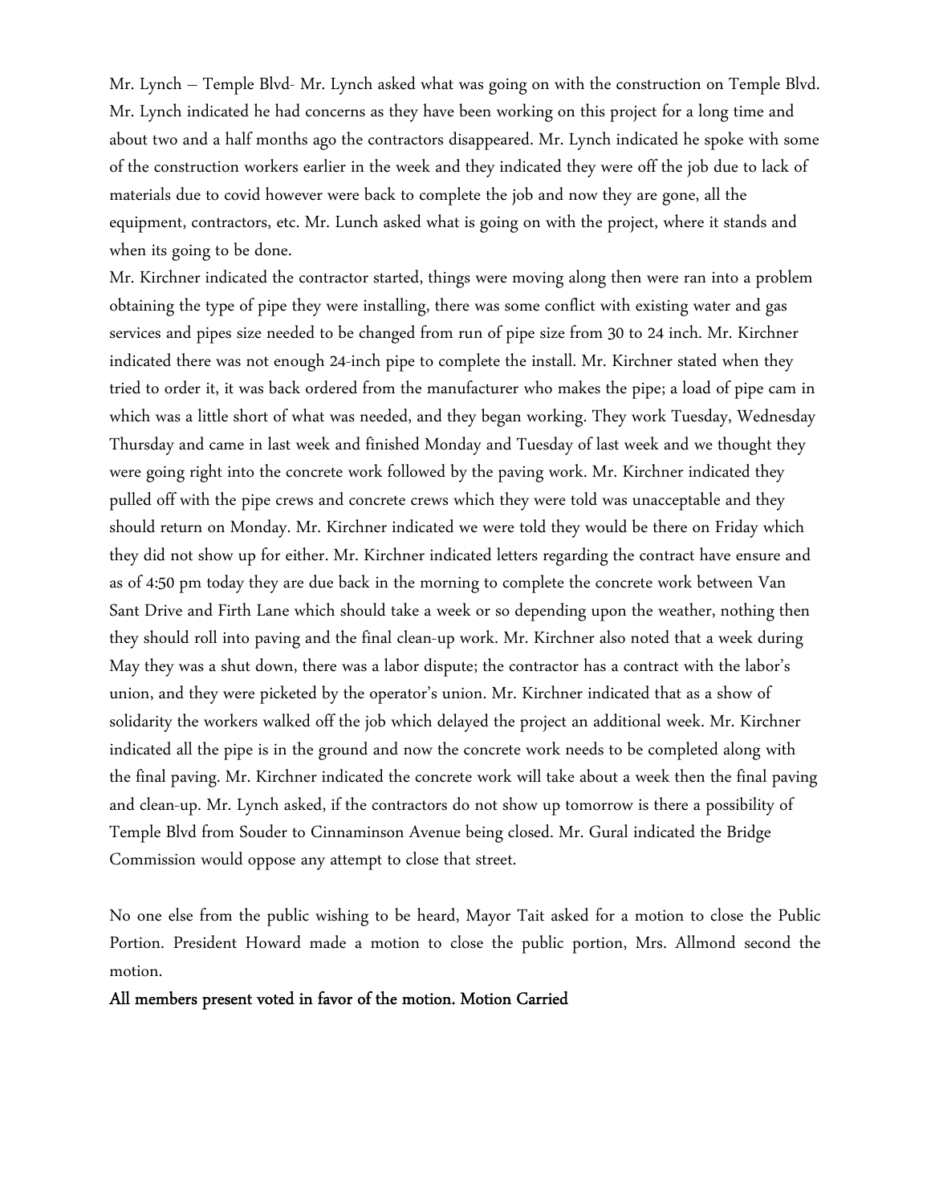Mr. Lynch – Temple Blvd- Mr. Lynch asked what was going on with the construction on Temple Blvd. Mr. Lynch indicated he had concerns as they have been working on this project for a long time and about two and a half months ago the contractors disappeared. Mr. Lynch indicated he spoke with some of the construction workers earlier in the week and they indicated they were off the job due to lack of materials due to covid however were back to complete the job and now they are gone, all the equipment, contractors, etc. Mr. Lunch asked what is going on with the project, where it stands and when its going to be done.

Mr. Kirchner indicated the contractor started, things were moving along then were ran into a problem obtaining the type of pipe they were installing, there was some conflict with existing water and gas services and pipes size needed to be changed from run of pipe size from 30 to 24 inch. Mr. Kirchner indicated there was not enough 24-inch pipe to complete the install. Mr. Kirchner stated when they tried to order it, it was back ordered from the manufacturer who makes the pipe; a load of pipe cam in which was a little short of what was needed, and they began working. They work Tuesday, Wednesday Thursday and came in last week and finished Monday and Tuesday of last week and we thought they were going right into the concrete work followed by the paving work. Mr. Kirchner indicated they pulled off with the pipe crews and concrete crews which they were told was unacceptable and they should return on Monday. Mr. Kirchner indicated we were told they would be there on Friday which they did not show up for either. Mr. Kirchner indicated letters regarding the contract have ensure and as of 4:50 pm today they are due back in the morning to complete the concrete work between Van Sant Drive and Firth Lane which should take a week or so depending upon the weather, nothing then they should roll into paving and the final clean-up work. Mr. Kirchner also noted that a week during May they was a shut down, there was a labor dispute; the contractor has a contract with the labor's union, and they were picketed by the operator's union. Mr. Kirchner indicated that as a show of solidarity the workers walked off the job which delayed the project an additional week. Mr. Kirchner indicated all the pipe is in the ground and now the concrete work needs to be completed along with the final paving. Mr. Kirchner indicated the concrete work will take about a week then the final paving and clean-up. Mr. Lynch asked, if the contractors do not show up tomorrow is there a possibility of Temple Blvd from Souder to Cinnaminson Avenue being closed. Mr. Gural indicated the Bridge Commission would oppose any attempt to close that street.

No one else from the public wishing to be heard, Mayor Tait asked for a motion to close the Public Portion. President Howard made a motion to close the public portion, Mrs. Allmond second the motion.

**All members present voted in favor of the motion. Motion Carried**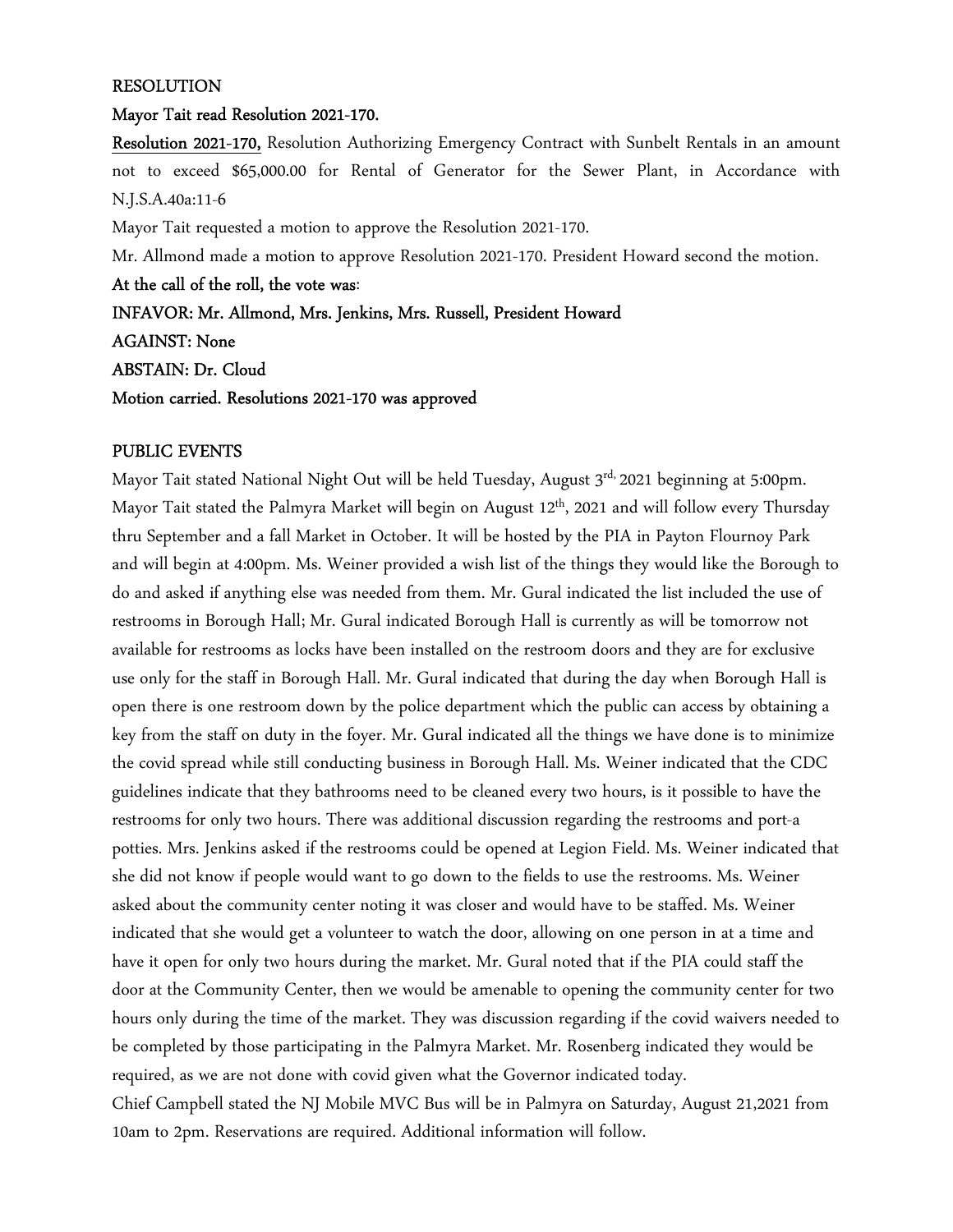RESOLUTION

**Mayor Tait read Resolution 2021-170.**

**Resolution 2021-170,** Resolution Authorizing Emergency Contract with Sunbelt Rentals in an amount not to exceed $65,000.00 for Rental of Generator for the Sewer Plant, in Accordance with N.J.S.A.40a:11-6

Mayor Tait requested a motion to approve the Resolution 2021-170.

Mr. Allmond made a motion to approve Resolution 2021-170. President Howard second the motion.

**At the call of the roll, the vote was**:

**INFAVOR: Mr. Allmond, Mrs. Jenkins, Mrs. Russell, President Howard**

**AGAINST: None**

**ABSTAIN: Dr. Cloud**

**Motion carried. Resolutions 2021-170 was approved**

PUBLIC EVENTS

Mayor Tait stated National Night Out will be held Tuesday, August 3rd, 2021 beginning at 5:00pm. Mayor Tait stated the Palmyra Market will begin on August 12th, 2021 and will follow every Thursday thru September and a fall Market in October. It will be hosted by the PIA in Payton Flournoy Park and will begin at 4:00pm. Ms. Weiner provided a wish list of the things they would like the Borough to do and asked if anything else was needed from them. Mr. Gural indicated the list included the use of restrooms in Borough Hall; Mr. Gural indicated Borough Hall is currently as will be tomorrow not available for restrooms as locks have been installed on the restroom doors and they are for exclusive use only for the staff in Borough Hall. Mr. Gural indicated that during the day when Borough Hall is open there is one restroom down by the police department which the public can access by obtaining a key from the staff on duty in the foyer. Mr. Gural indicated all the things we have done is to minimize the covid spread while still conducting business in Borough Hall. Ms. Weiner indicated that the CDC guidelines indicate that they bathrooms need to be cleaned every two hours, is it possible to have the restrooms for only two hours. There was additional discussion regarding the restrooms and port-a potties. Mrs. Jenkins asked if the restrooms could be opened at Legion Field. Ms. Weiner indicated that she did not know if people would want to go down to the fields to use the restrooms. Ms. Weiner asked about the community center noting it was closer and would have to be staffed. Ms. Weiner indicated that she would get a volunteer to watch the door, allowing on one person in at a time and have it open for only two hours during the market. Mr. Gural noted that if the PIA could staff the door at the Community Center, then we would be amenable to opening the community center for two hours only during the time of the market. They was discussion regarding if the covid waivers needed to be completed by those participating in the Palmyra Market. Mr. Rosenberg indicated they would be required, as we are not done with covid given what the Governor indicated today.

Chief Campbell stated the NJ Mobile MVC Bus will be in Palmyra on Saturday, August 21,2021 from 10am to 2pm. Reservations are required. Additional information will follow.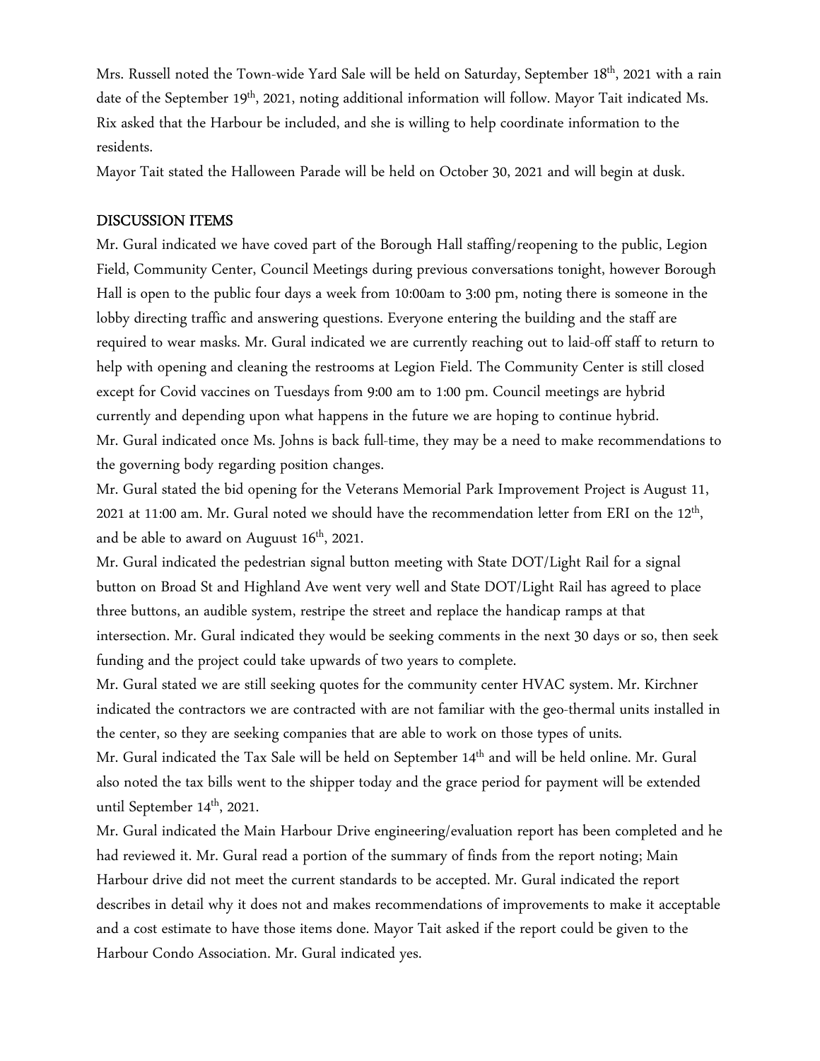Mrs. Russell noted the Town-wide Yard Sale will be held on Saturday, September 18th, 2021 with a rain date of the September 19th, 2021, noting additional information will follow. Mayor Tait indicated Ms. Rix asked that the Harbour be included, and she is willing to help coordinate information to the residents.

Mayor Tait stated the Halloween Parade will be held on October 30, 2021 and will begin at dusk.

## DISCUSSION ITEMS

Mr. Gural indicated we have coved part of the Borough Hall staffing/reopening to the public, Legion Field, Community Center, Council Meetings during previous conversations tonight, however Borough Hall is open to the public four days a week from 10:00am to 3:00 pm, noting there is someone in the lobby directing traffic and answering questions. Everyone entering the building and the staff are required to wear masks. Mr. Gural indicated we are currently reaching out to laid-off staff to return to help with opening and cleaning the restrooms at Legion Field. The Community Center is still closed except for Covid vaccines on Tuesdays from 9:00 am to 1:00 pm. Council meetings are hybrid currently and depending upon what happens in the future we are hoping to continue hybrid.

Mr. Gural indicated once Ms. Johns is back full-time, they may be a need to make recommendations to the governing body regarding position changes.

Mr. Gural stated the bid opening for the Veterans Memorial Park Improvement Project is August 11, 2021 at 11:00 am. Mr. Gural noted we should have the recommendation letter from ERI on the 12th, and be able to award on Auguust 16th, 2021.

Mr. Gural indicated the pedestrian signal button meeting with State DOT/Light Rail for a signal button on Broad St and Highland Ave went very well and State DOT/Light Rail has agreed to place three buttons, an audible system, restripe the street and replace the handicap ramps at that intersection. Mr. Gural indicated they would be seeking comments in the next 30 days or so, then seek funding and the project could take upwards of two years to complete.

Mr. Gural stated we are still seeking quotes for the community center HVAC system. Mr. Kirchner indicated the contractors we are contracted with are not familiar with the geo-thermal units installed in the center, so they are seeking companies that are able to work on those types of units.

Mr. Gural indicated the Tax Sale will be held on September 14th and will be held online. Mr. Gural also noted the tax bills went to the shipper today and the grace period for payment will be extended until September 14th, 2021.

Mr. Gural indicated the Main Harbour Drive engineering/evaluation report has been completed and he had reviewed it. Mr. Gural read a portion of the summary of finds from the report noting; Main Harbour drive did not meet the current standards to be accepted. Mr. Gural indicated the report describes in detail why it does not and makes recommendations of improvements to make it acceptable and a cost estimate to have those items done. Mayor Tait asked if the report could be given to the Harbour Condo Association. Mr. Gural indicated yes.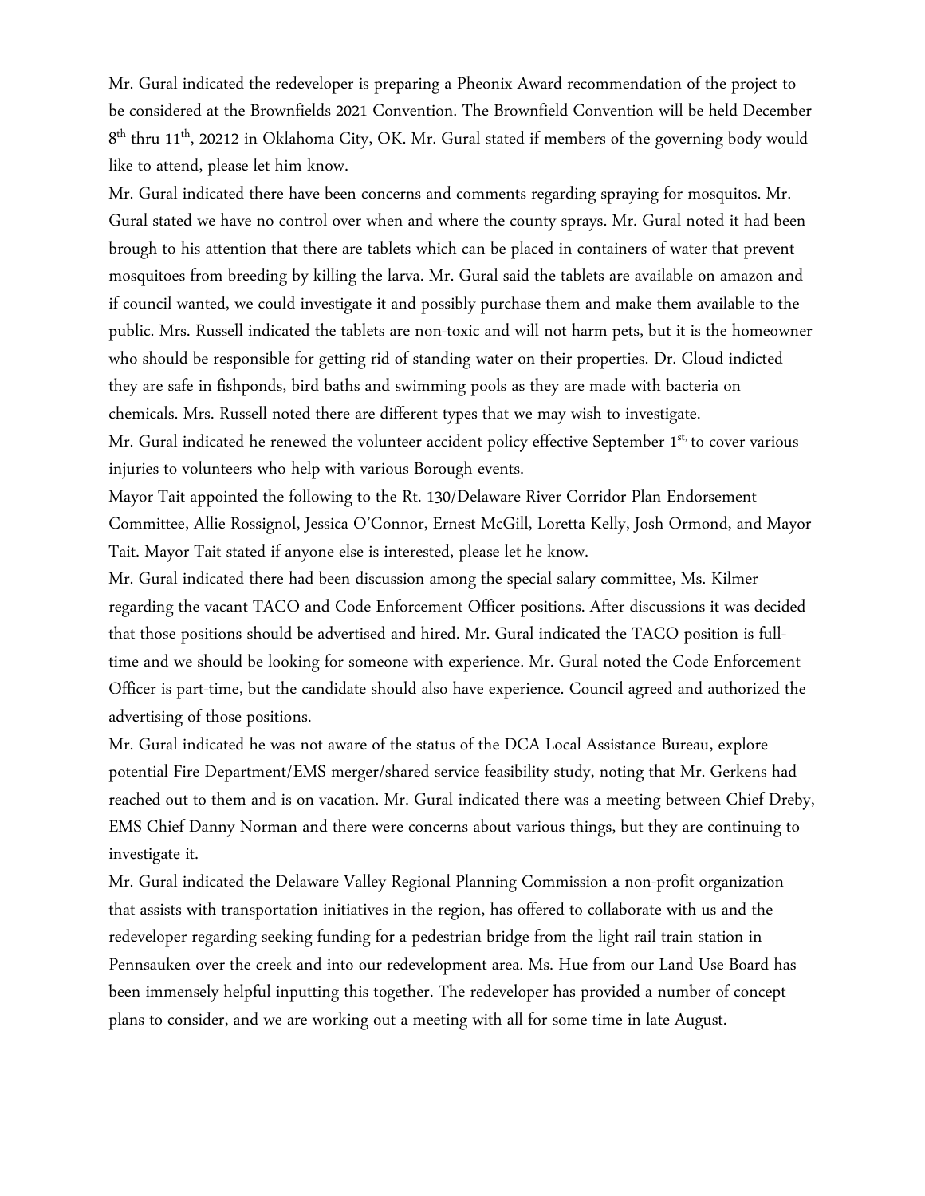Mr. Gural indicated the redeveloper is preparing a Pheonix Award recommendation of the project to be considered at the Brownfields 2021 Convention. The Brownfield Convention will be held December 8th thru 11th, 20212 in Oklahoma City, OK. Mr. Gural stated if members of the governing body would like to attend, please let him know.

Mr. Gural indicated there have been concerns and comments regarding spraying for mosquitos. Mr. Gural stated we have no control over when and where the county sprays. Mr. Gural noted it had been brough to his attention that there are tablets which can be placed in containers of water that prevent mosquitoes from breeding by killing the larva. Mr. Gural said the tablets are available on amazon and if council wanted, we could investigate it and possibly purchase them and make them available to the public. Mrs. Russell indicated the tablets are non-toxic and will not harm pets, but it is the homeowner who should be responsible for getting rid of standing water on their properties. Dr. Cloud indicted they are safe in fishponds, bird baths and swimming pools as they are made with bacteria on chemicals. Mrs. Russell noted there are different types that we may wish to investigate.

Mr. Gural indicated he renewed the volunteer accident policy effective September 1st, to cover various injuries to volunteers who help with various Borough events.

Mayor Tait appointed the following to the Rt. 130/Delaware River Corridor Plan Endorsement Committee, Allie Rossignol, Jessica O'Connor, Ernest McGill, Loretta Kelly, Josh Ormond, and Mayor Tait. Mayor Tait stated if anyone else is interested, please let he know.

Mr. Gural indicated there had been discussion among the special salary committee, Ms. Kilmer regarding the vacant TACO and Code Enforcement Officer positions. After discussions it was decided that those positions should be advertised and hired. Mr. Gural indicated the TACO position is full-time and we should be looking for someone with experience. Mr. Gural noted the Code Enforcement Officer is part-time, but the candidate should also have experience. Council agreed and authorized the advertising of those positions.

Mr. Gural indicated he was not aware of the status of the DCA Local Assistance Bureau, explore potential Fire Department/EMS merger/shared service feasibility study, noting that Mr. Gerkens had reached out to them and is on vacation. Mr. Gural indicated there was a meeting between Chief Dreby, EMS Chief Danny Norman and there were concerns about various things, but they are continuing to investigate it.

Mr. Gural indicated the Delaware Valley Regional Planning Commission a non-profit organization that assists with transportation initiatives in the region, has offered to collaborate with us and the redeveloper regarding seeking funding for a pedestrian bridge from the light rail train station in Pennsauken over the creek and into our redevelopment area. Ms. Hue from our Land Use Board has been immensely helpful inputting this together. The redeveloper has provided a number of concept plans to consider, and we are working out a meeting with all for some time in late August.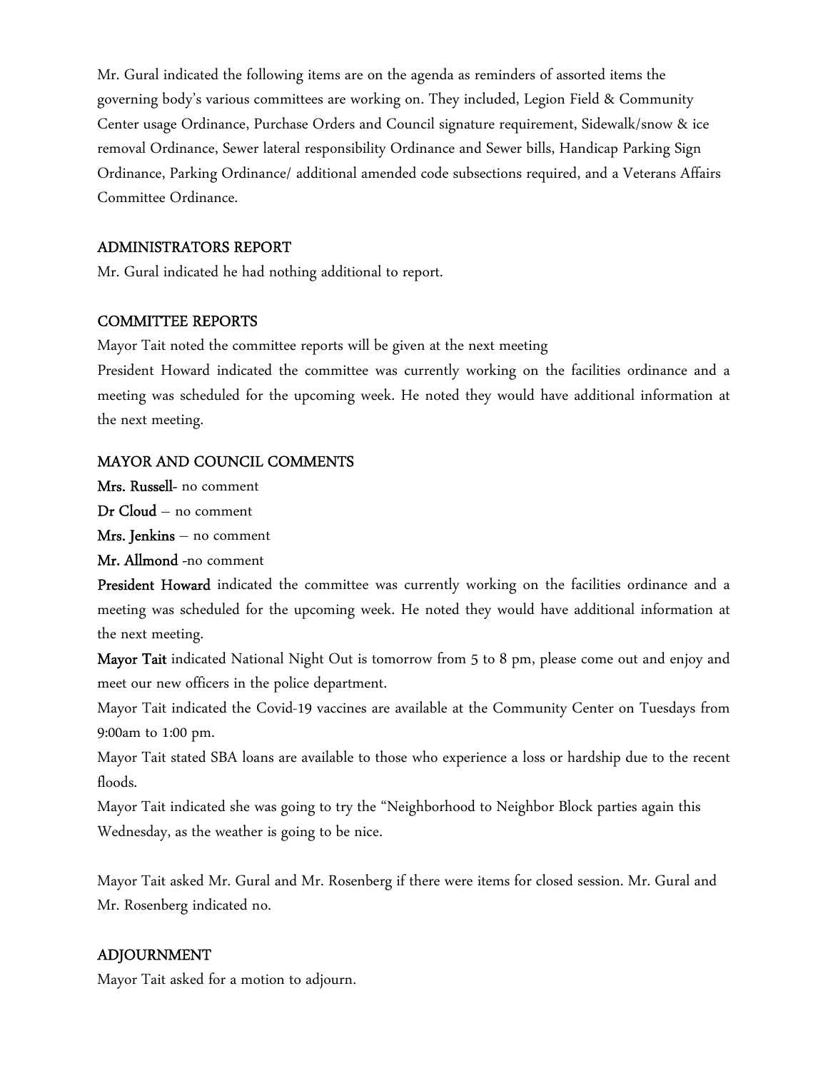Mr. Gural indicated the following items are on the agenda as reminders of assorted items the governing body's various committees are working on. They included, Legion Field & Community Center usage Ordinance, Purchase Orders and Council signature requirement, Sidewalk/snow & ice removal Ordinance, Sewer lateral responsibility Ordinance and Sewer bills, Handicap Parking Sign Ordinance, Parking Ordinance/ additional amended code subsections required, and a Veterans Affairs Committee Ordinance.

## ADMINISTRATORS REPORT

Mr. Gural indicated he had nothing additional to report.

## COMMITTEE REPORTS

Mayor Tait noted the committee reports will be given at the next meeting

President Howard indicated the committee was currently working on the facilities ordinance and a meeting was scheduled for the upcoming week. He noted they would have additional information at the next meeting.

## MAYOR AND COUNCIL COMMENTS

**Mrs. Russell**- no comment

**Dr Cloud** – no comment

**Mrs. Jenkins** – no comment

**Mr. Allmond** -no comment

**President Howard** indicated the committee was currently working on the facilities ordinance and a meeting was scheduled for the upcoming week. He noted they would have additional information at the next meeting.

**Mayor Tait** indicated National Night Out is tomorrow from 5 to 8 pm, please come out and enjoy and meet our new officers in the police department.

Mayor Tait indicated the Covid-19 vaccines are available at the Community Center on Tuesdays from 9:00am to 1:00 pm.

Mayor Tait stated SBA loans are available to those who experience a loss or hardship due to the recent floods.

Mayor Tait indicated she was going to try the "Neighborhood to Neighbor Block parties again this Wednesday, as the weather is going to be nice.

Mayor Tait asked Mr. Gural and Mr. Rosenberg if there were items for closed session. Mr. Gural and Mr. Rosenberg indicated no.

## ADJOURNMENT

Mayor Tait asked for a motion to adjourn.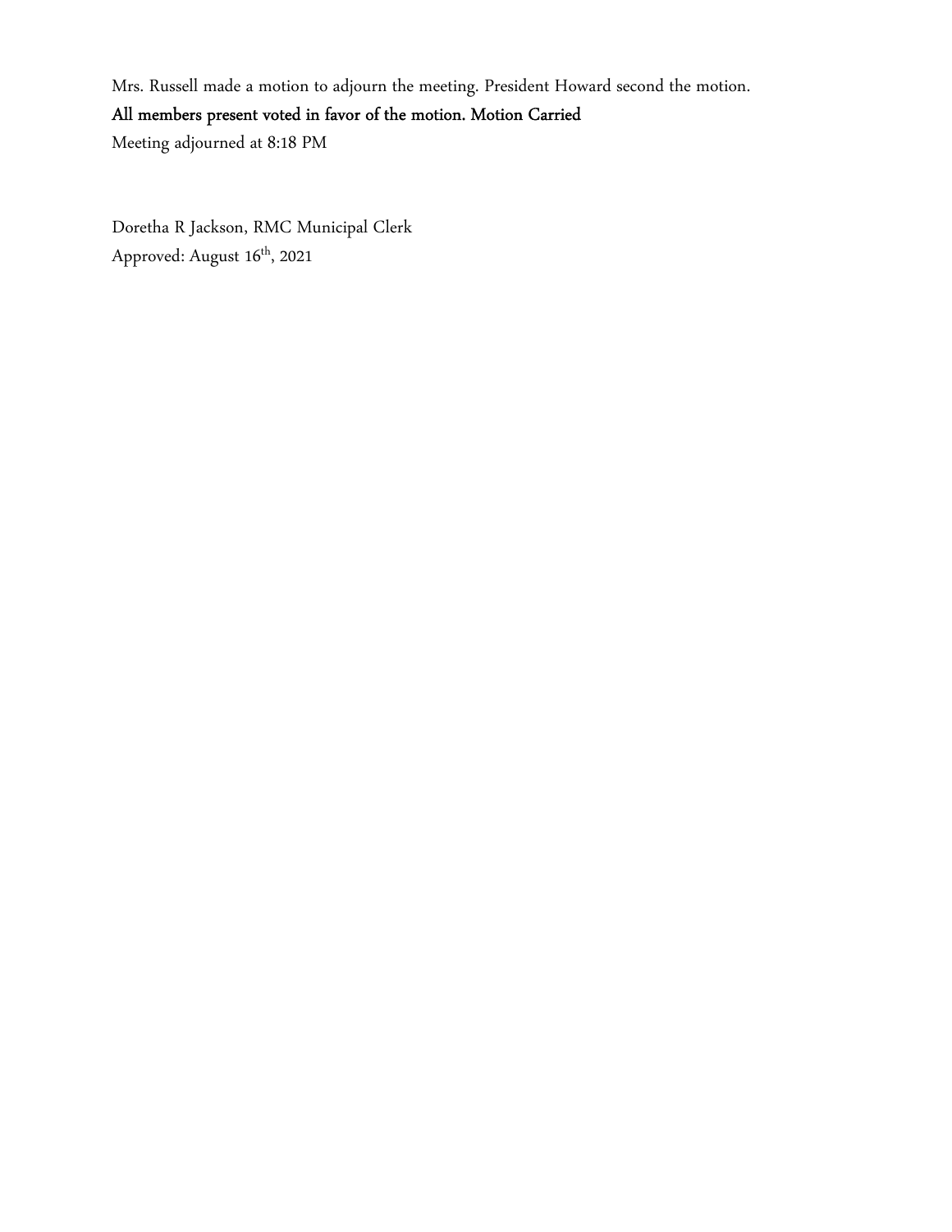Mrs. Russell made a motion to adjourn the meeting. President Howard second the motion.

**All members present voted in favor of the motion. Motion Carried**

Meeting adjourned at 8:18 PM

Doretha R Jackson, RMC Municipal Clerk

Approved: August $16^{th}$, 2021